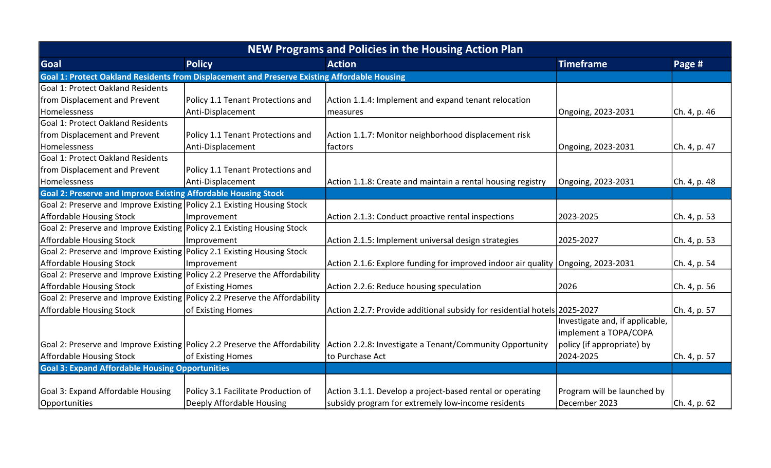| NEW Programs and Policies in the Housing Action Plan | | | | |
|---|---|---|---|---|
| **Goal** | **Policy** | **Action** | **Timeframe** | **Page #** |
| **Goal 1: Protect Oakland Residents from Displacement and Preserve Existing Affordable Housing** | | | | |
| Goal 1: Protect Oakland Residents from Displacement and Prevent Homelessness | Policy 1.1 Tenant Protections and Anti-Displacement | Action 1.1.4: Implement and expand tenant relocation measures | Ongoing, 2023-2031 | Ch. 4, p. 46 |
| Goal 1: Protect Oakland Residents from Displacement and Prevent Homelessness | Policy 1.1 Tenant Protections and Anti-Displacement | Action 1.1.7: Monitor neighborhood displacement risk factors | Ongoing, 2023-2031 | Ch. 4, p. 47 |
| Goal 1: Protect Oakland Residents from Displacement and Prevent Homelessness | Policy 1.1 Tenant Protections and Anti-Displacement | Action 1.1.8: Create and maintain a rental housing registry | Ongoing, 2023-2031 | Ch. 4, p. 48 |
| **Goal 2: Preserve and Improve Existing Affordable Housing Stock** | | | | |
| Goal 2: Preserve and Improve Existing Affordable Housing Stock | Policy 2.1 Existing Housing Stock Improvement | Action 2.1.3: Conduct proactive rental inspections | 2023-2025 | Ch. 4, p. 53 |
| Goal 2: Preserve and Improve Existing Affordable Housing Stock | Policy 2.1 Existing Housing Stock Improvement | Action 2.1.5: Implement universal design strategies | 2025-2027 | Ch. 4, p. 53 |
| Goal 2: Preserve and Improve Existing Affordable Housing Stock | Policy 2.1 Existing Housing Stock Improvement | Action 2.1.6: Explore funding for improved indoor air quality | Ongoing, 2023-2031 | Ch. 4, p. 54 |
| Goal 2: Preserve and Improve Existing Affordable Housing Stock | Policy 2.2 Preserve the Affordability of Existing Homes | Action 2.2.6: Reduce housing speculation | 2026 | Ch. 4, p. 56 |
| Goal 2: Preserve and Improve Existing Affordable Housing Stock | Policy 2.2 Preserve the Affordability of Existing Homes | Action 2.2.7: Provide additional subsidy for residential hotels | 2025-2027 | Ch. 4, p. 57 |
| Goal 2: Preserve and Improve Existing Affordable Housing Stock | Policy 2.2 Preserve the Affordability of Existing Homes | Action 2.2.8: Investigate a Tenant/Community Opportunity to Purchase Act | Investigate and, if applicable, implement a TOPA/COPA policy (if appropriate) by 2024-2025 | Ch. 4, p. 57 |
| **Goal 3: Expand Affordable Housing Opportunities** | | | | |
| Goal 3: Expand Affordable Housing Opportunities | Policy 3.1 Facilitate Production of Deeply Affordable Housing | Action 3.1.1. Develop a project-based rental or operating subsidy program for extremely low-income residents | Program will be launched by December 2023 | Ch. 4, p. 62 |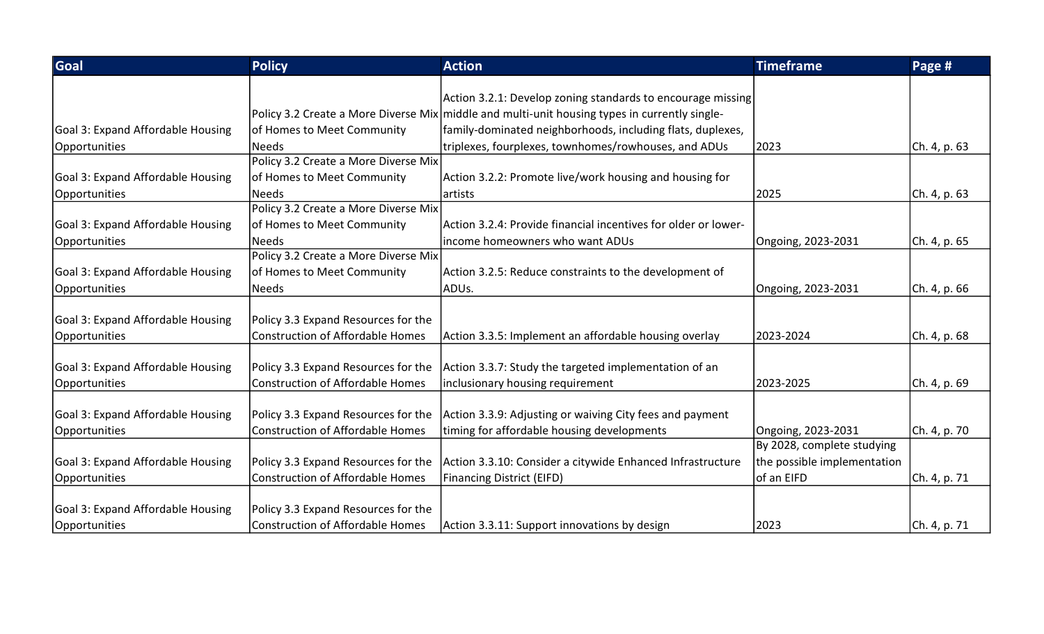| Goal | Policy | Action | Timeframe | Page # |
| --- | --- | --- | --- | --- |
| Goal 3: Expand Affordable Housing Opportunities | Policy 3.2 Create a More Diverse Mix of Homes to Meet Community Needs | Action 3.2.1: Develop zoning standards to encourage missing middle and multi-unit housing types in currently single-family-dominated neighborhoods, including flats, duplexes, triplexes, fourplexes, townhomes/rowhouses, and ADUs | 2023 | Ch. 4, p. 63 |
| Goal 3: Expand Affordable Housing Opportunities | Policy 3.2 Create a More Diverse Mix of Homes to Meet Community Needs | Action 3.2.2: Promote live/work housing and housing for artists | 2025 | Ch. 4, p. 63 |
| Goal 3: Expand Affordable Housing Opportunities | Policy 3.2 Create a More Diverse Mix of Homes to Meet Community Needs | Action 3.2.4: Provide financial incentives for older or lower-income homeowners who want ADUs | Ongoing, 2023-2031 | Ch. 4, p. 65 |
| Goal 3: Expand Affordable Housing Opportunities | Policy 3.2 Create a More Diverse Mix of Homes to Meet Community Needs | Action 3.2.5: Reduce constraints to the development of ADUs. | Ongoing, 2023-2031 | Ch. 4, p. 66 |
| Goal 3: Expand Affordable Housing Opportunities | Policy 3.3 Expand Resources for the Construction of Affordable Homes | Action 3.3.5: Implement an affordable housing overlay | 2023-2024 | Ch. 4, p. 68 |
| Goal 3: Expand Affordable Housing Opportunities | Policy 3.3 Expand Resources for the Construction of Affordable Homes | Action 3.3.7: Study the targeted implementation of an inclusionary housing requirement | 2023-2025 | Ch. 4, p. 69 |
| Goal 3: Expand Affordable Housing Opportunities | Policy 3.3 Expand Resources for the Construction of Affordable Homes | Action 3.3.9: Adjusting or waiving City fees and payment timing for affordable housing developments | Ongoing, 2023-2031 | Ch. 4, p. 70 |
| Goal 3: Expand Affordable Housing Opportunities | Policy 3.3 Expand Resources for the Construction of Affordable Homes | Action 3.3.10: Consider a citywide Enhanced Infrastructure Financing District (EIFD) | By 2028, complete studying the possible implementation of an EIFD | Ch. 4, p. 71 |
| Goal 3: Expand Affordable Housing Opportunities | Policy 3.3 Expand Resources for the Construction of Affordable Homes | Action 3.3.11: Support innovations by design | 2023 | Ch. 4, p. 71 |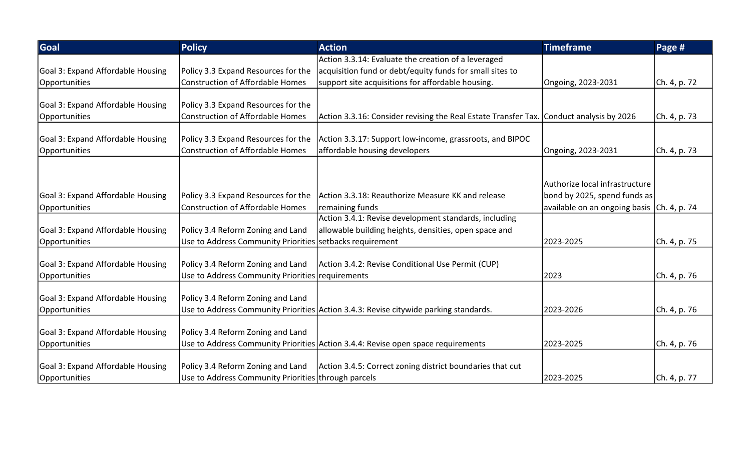| Goal | Policy | Action | Timeframe | Page # |
|---|---|---|---|---|
| Goal 3: Expand Affordable Housing Opportunities | Policy 3.3 Expand Resources for the Construction of Affordable Homes | Action 3.3.14: Evaluate the creation of a leveraged acquisition fund or debt/equity funds for small sites to support site acquisitions for affordable housing. | Ongoing, 2023-2031 | Ch. 4, p. 72 |
| Goal 3: Expand Affordable Housing Opportunities | Policy 3.3 Expand Resources for the Construction of Affordable Homes | Action 3.3.16: Consider revising the Real Estate Transfer Tax. | Conduct analysis by 2026 | Ch. 4, p. 73 |
| Goal 3: Expand Affordable Housing Opportunities | Policy 3.3 Expand Resources for the Construction of Affordable Homes | Action 3.3.17: Support low-income, grassroots, and BIPOC affordable housing developers | Ongoing, 2023-2031 | Ch. 4, p. 73 |
| Goal 3: Expand Affordable Housing Opportunities | Policy 3.3 Expand Resources for the Construction of Affordable Homes | Action 3.3.18: Reauthorize Measure KK and release remaining funds | Authorize local infrastructure bond by 2025, spend funds as available on an ongoing basis | Ch. 4, p. 74 |
| Goal 3: Expand Affordable Housing Opportunities | Policy 3.4 Reform Zoning and Land Use to Address Community Priorities | Action 3.4.1: Revise development standards, including allowable building heights, densities, open space and setbacks requirement | 2023-2025 | Ch. 4, p. 75 |
| Goal 3: Expand Affordable Housing Opportunities | Policy 3.4 Reform Zoning and Land Use to Address Community Priorities | Action 3.4.2: Revise Conditional Use Permit (CUP) requirements | 2023 | Ch. 4, p. 76 |
| Goal 3: Expand Affordable Housing Opportunities | Policy 3.4 Reform Zoning and Land Use to Address Community Priorities | Action 3.4.3: Revise citywide parking standards. | 2023-2026 | Ch. 4, p. 76 |
| Goal 3: Expand Affordable Housing Opportunities | Policy 3.4 Reform Zoning and Land Use to Address Community Priorities | Action 3.4.4: Revise open space requirements | 2023-2025 | Ch. 4, p. 76 |
| Goal 3: Expand Affordable Housing Opportunities | Policy 3.4 Reform Zoning and Land Use to Address Community Priorities | Action 3.4.5: Correct zoning district boundaries that cut through parcels | 2023-2025 | Ch. 4, p. 77 |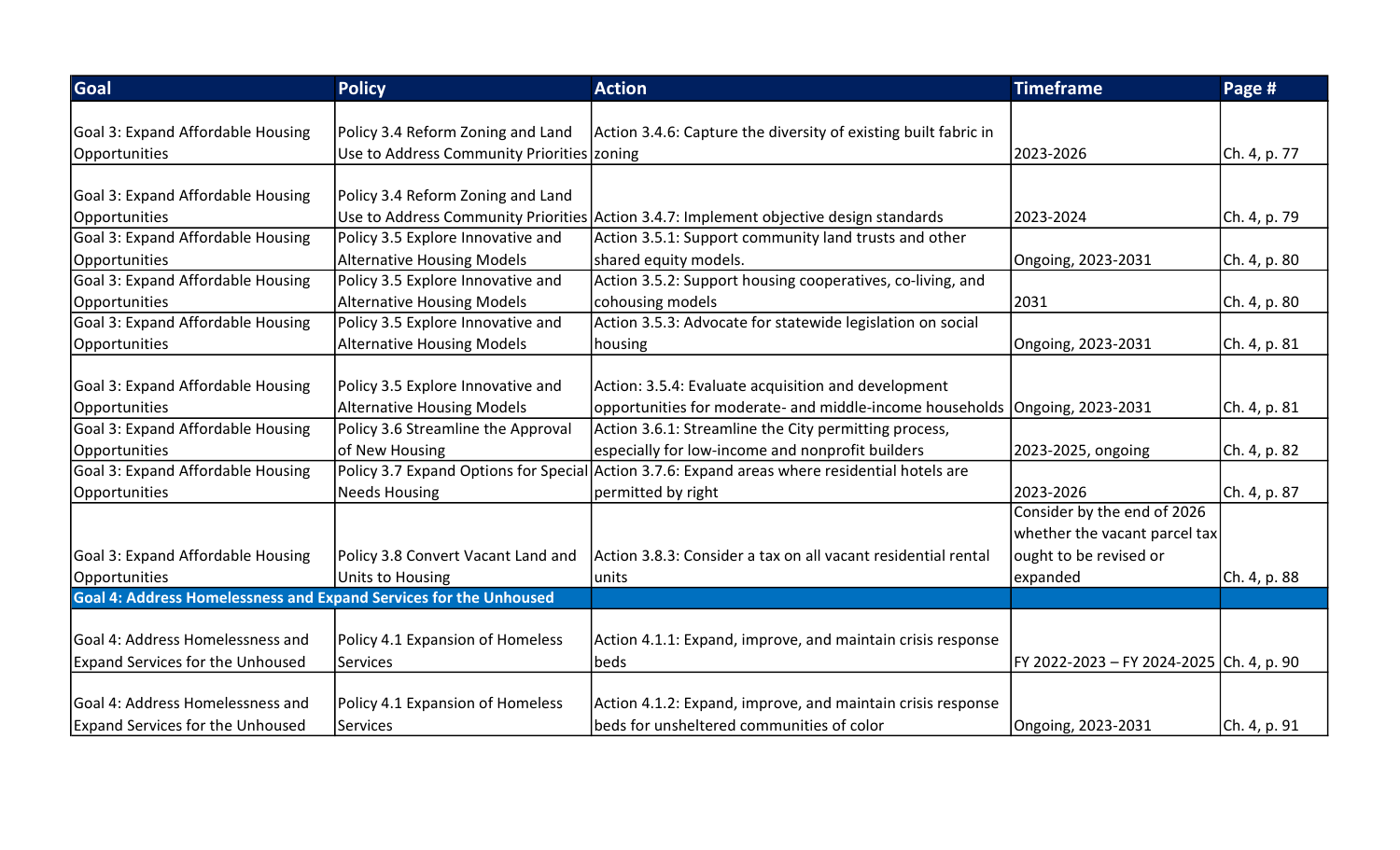| Goal | Policy | Action | Timeframe | Page # |
|---|---|---|---|---|
| Goal 3: Expand Affordable Housing Opportunities | Policy 3.4 Reform Zoning and Land Use to Address Community Priorities | Action 3.4.6: Capture the diversity of existing built fabric in zoning | 2023-2026 | Ch. 4, p. 77 |
| Goal 3: Expand Affordable Housing Opportunities | Policy 3.4 Reform Zoning and Land Use to Address Community Priorities | Action 3.4.7: Implement objective design standards | 2023-2024 | Ch. 4, p. 79 |
| Goal 3: Expand Affordable Housing Opportunities | Policy 3.5 Explore Innovative and Alternative Housing Models | Action 3.5.1: Support community land trusts and other shared equity models. | Ongoing, 2023-2031 | Ch. 4, p. 80 |
| Goal 3: Expand Affordable Housing Opportunities | Policy 3.5 Explore Innovative and Alternative Housing Models | Action 3.5.2: Support housing cooperatives, co-living, and cohousing models | 2031 | Ch. 4, p. 80 |
| Goal 3: Expand Affordable Housing Opportunities | Policy 3.5 Explore Innovative and Alternative Housing Models | Action 3.5.3: Advocate for statewide legislation on social housing | Ongoing, 2023-2031 | Ch. 4, p. 81 |
| Goal 3: Expand Affordable Housing Opportunities | Policy 3.5 Explore Innovative and Alternative Housing Models | Action: 3.5.4: Evaluate acquisition and development opportunities for moderate- and middle-income households | Ongoing, 2023-2031 | Ch. 4, p. 81 |
| Goal 3: Expand Affordable Housing Opportunities | Policy 3.6 Streamline the Approval of New Housing | Action 3.6.1: Streamline the City permitting process, especially for low-income and nonprofit builders | 2023-2025, ongoing | Ch. 4, p. 82 |
| Goal 3: Expand Affordable Housing Opportunities | Policy 3.7 Expand Options for Special Needs Housing | Action 3.7.6: Expand areas where residential hotels are permitted by right | 2023-2026 | Ch. 4, p. 87 |
| Goal 3: Expand Affordable Housing Opportunities | Policy 3.8 Convert Vacant Land and Units to Housing | Action 3.8.3: Consider a tax on all vacant residential rental units | Consider by the end of 2026 whether the vacant parcel tax ought to be revised or expanded | Ch. 4, p. 88 |
| **Goal 4: Address Homelessness and Expand Services for the Unhoused** | | | | |
| Goal 4: Address Homelessness and Expand Services for the Unhoused | Policy 4.1 Expansion of Homeless Services | Action 4.1.1: Expand, improve, and maintain crisis response beds | FY 2022-2023 – FY 2024-2025 | Ch. 4, p. 90 |
| Goal 4: Address Homelessness and Expand Services for the Unhoused | Policy 4.1 Expansion of Homeless Services | Action 4.1.2: Expand, improve, and maintain crisis response beds for unsheltered communities of color | Ongoing, 2023-2031 | Ch. 4, p. 91 |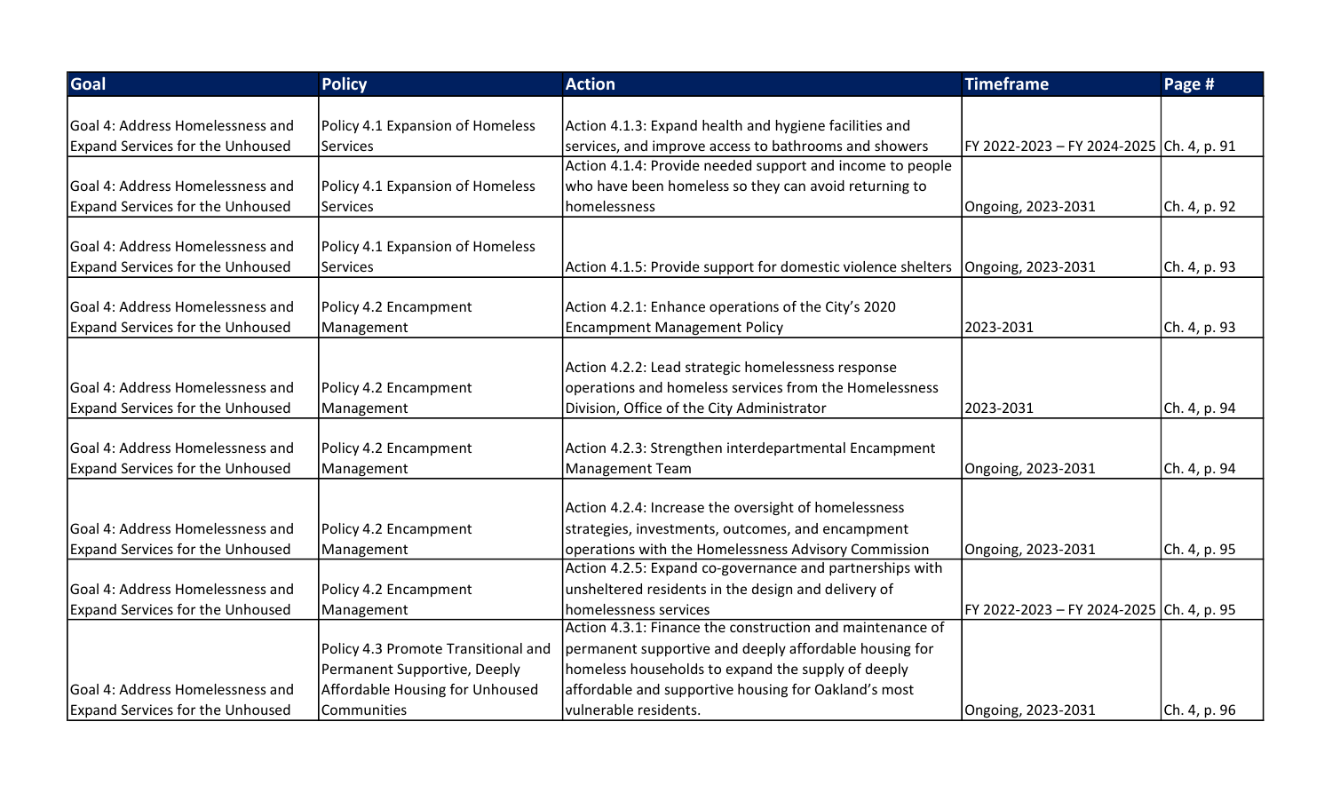| Goal | Policy | Action | Timeframe | Page # |
|---|---|---|---|---|
| Goal 4: Address Homelessness and Expand Services for the Unhoused | Policy 4.1 Expansion of Homeless Services | Action 4.1.3: Expand health and hygiene facilities and services, and improve access to bathrooms and showers | FY 2022-2023 – FY 2024-2025 | Ch. 4, p. 91 |
| Goal 4: Address Homelessness and Expand Services for the Unhoused | Policy 4.1 Expansion of Homeless Services | Action 4.1.4: Provide needed support and income to people who have been homeless so they can avoid returning to homelessness | Ongoing, 2023-2031 | Ch. 4, p. 92 |
| Goal 4: Address Homelessness and Expand Services for the Unhoused | Policy 4.1 Expansion of Homeless Services | Action 4.1.5: Provide support for domestic violence shelters | Ongoing, 2023-2031 | Ch. 4, p. 93 |
| Goal 4: Address Homelessness and Expand Services for the Unhoused | Policy 4.2 Encampment Management | Action 4.2.1: Enhance operations of the City's 2020 Encampment Management Policy | 2023-2031 | Ch. 4, p. 93 |
| Goal 4: Address Homelessness and Expand Services for the Unhoused | Policy 4.2 Encampment Management | Action 4.2.2: Lead strategic homelessness response operations and homeless services from the Homelessness Division, Office of the City Administrator | 2023-2031 | Ch. 4, p. 94 |
| Goal 4: Address Homelessness and Expand Services for the Unhoused | Policy 4.2 Encampment Management | Action 4.2.3: Strengthen interdepartmental Encampment Management Team | Ongoing, 2023-2031 | Ch. 4, p. 94 |
| Goal 4: Address Homelessness and Expand Services for the Unhoused | Policy 4.2 Encampment Management | Action 4.2.4: Increase the oversight of homelessness strategies, investments, outcomes, and encampment operations with the Homelessness Advisory Commission | Ongoing, 2023-2031 | Ch. 4, p. 95 |
| Goal 4: Address Homelessness and Expand Services for the Unhoused | Policy 4.2 Encampment Management | Action 4.2.5: Expand co-governance and partnerships with unsheltered residents in the design and delivery of homelessness services | FY 2022-2023 – FY 2024-2025 | Ch. 4, p. 95 |
| Goal 4: Address Homelessness and Expand Services for the Unhoused | Policy 4.3 Promote Transitional and Permanent Supportive, Deeply Affordable Housing for Unhoused Communities | Action 4.3.1: Finance the construction and maintenance of permanent supportive and deeply affordable housing for homeless households to expand the supply of deeply affordable and supportive housing for Oakland's most vulnerable residents. | Ongoing, 2023-2031 | Ch. 4, p. 96 |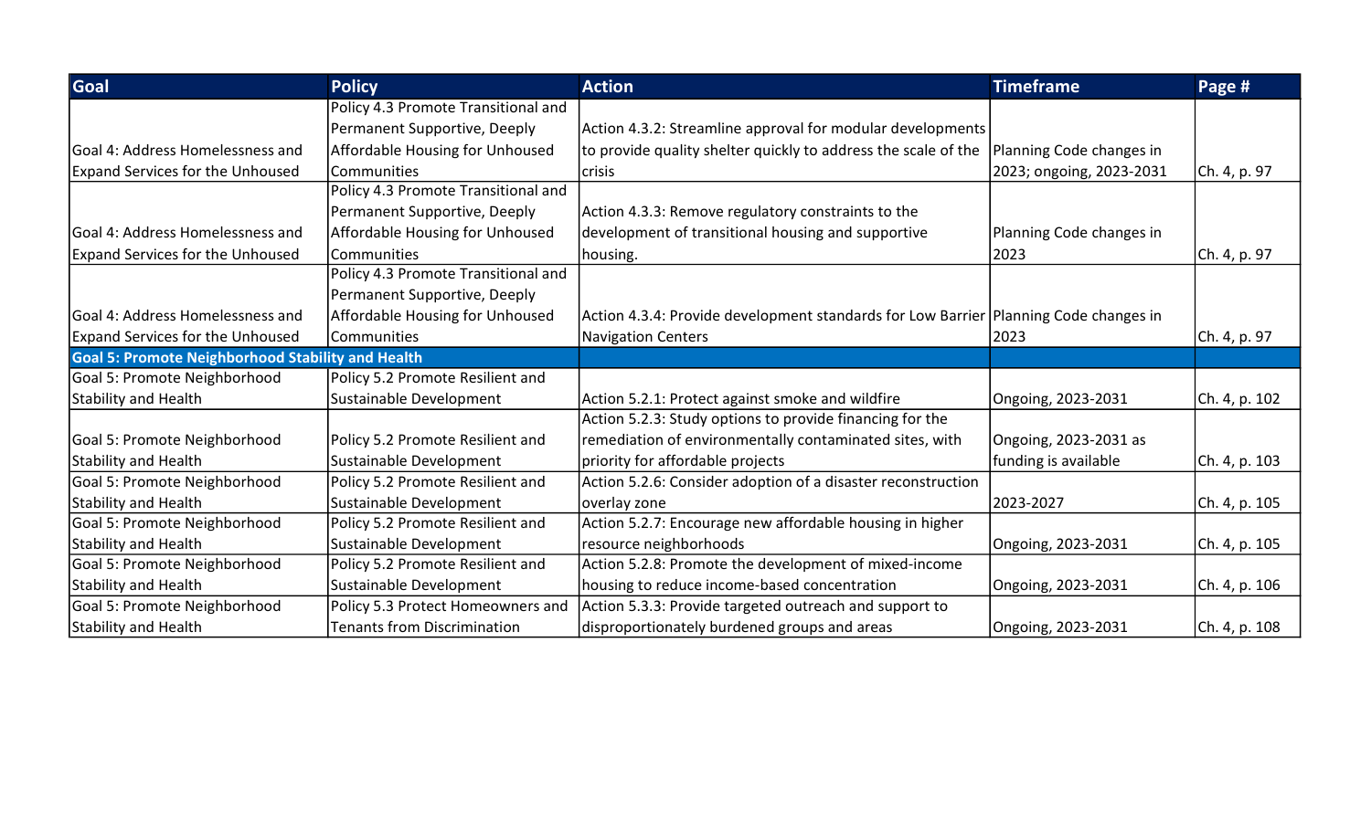| Goal | Policy | Action | Timeframe | Page # |
|---|---|---|---|---|
| Goal 4: Address Homelessness and Expand Services for the Unhoused | Policy 4.3 Promote Transitional and Permanent Supportive, Deeply Affordable Housing for Unhoused Communities | Action 4.3.2: Streamline approval for modular developments to provide quality shelter quickly to address the scale of the crisis | Planning Code changes in 2023; ongoing, 2023-2031 | Ch. 4, p. 97 |
| Goal 4: Address Homelessness and Expand Services for the Unhoused | Policy 4.3 Promote Transitional and Permanent Supportive, Deeply Affordable Housing for Unhoused Communities | Action 4.3.3: Remove regulatory constraints to the development of transitional housing and supportive housing. | Planning Code changes in 2023 | Ch. 4, p. 97 |
| Goal 4: Address Homelessness and Expand Services for the Unhoused | Policy 4.3 Promote Transitional and Permanent Supportive, Deeply Affordable Housing for Unhoused Communities | Action 4.3.4: Provide development standards for Low Barrier Navigation Centers | Planning Code changes in 2023 | Ch. 4, p. 97 |
| **Goal 5: Promote Neighborhood Stability and Health** | | | | |
| Goal 5: Promote Neighborhood Stability and Health | Policy 5.2 Promote Resilient and Sustainable Development | Action 5.2.1: Protect against smoke and wildfire | Ongoing, 2023-2031 | Ch. 4, p. 102 |
| Goal 5: Promote Neighborhood Stability and Health | Policy 5.2 Promote Resilient and Sustainable Development | Action 5.2.3: Study options to provide financing for the remediation of environmentally contaminated sites, with priority for affordable projects | Ongoing, 2023-2031 as funding is available | Ch. 4, p. 103 |
| Goal 5: Promote Neighborhood Stability and Health | Policy 5.2 Promote Resilient and Sustainable Development | Action 5.2.6: Consider adoption of a disaster reconstruction overlay zone | 2023-2027 | Ch. 4, p. 105 |
| Goal 5: Promote Neighborhood Stability and Health | Policy 5.2 Promote Resilient and Sustainable Development | Action 5.2.7: Encourage new affordable housing in higher resource neighborhoods | Ongoing, 2023-2031 | Ch. 4, p. 105 |
| Goal 5: Promote Neighborhood Stability and Health | Policy 5.2 Promote Resilient and Sustainable Development | Action 5.2.8: Promote the development of mixed-income housing to reduce income-based concentration | Ongoing, 2023-2031 | Ch. 4, p. 106 |
| Goal 5: Promote Neighborhood Stability and Health | Policy 5.3 Protect Homeowners and Tenants from Discrimination | Action 5.3.3: Provide targeted outreach and support to disproportionately burdened groups and areas | Ongoing, 2023-2031 | Ch. 4, p. 108 |